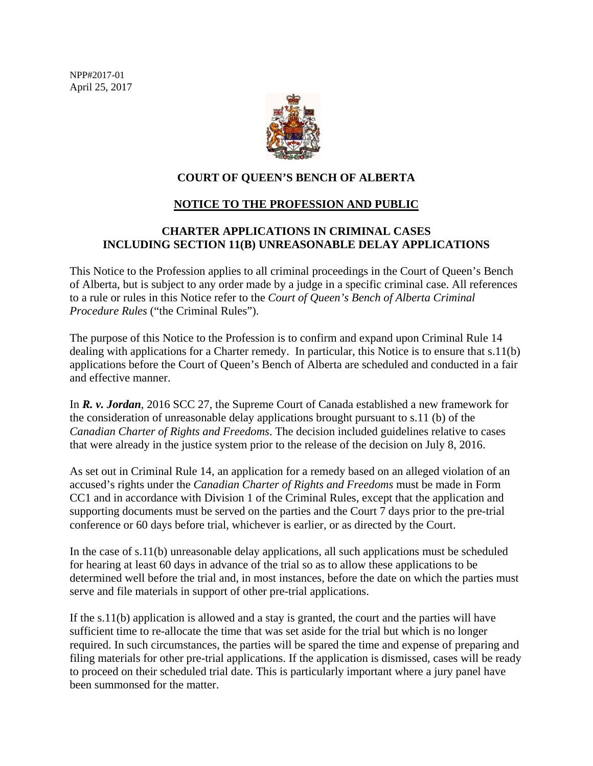NPP#2017-01
April 25, 2017

**COURT OF QUEEN'S BENCH OF ALBERTA**

**NOTICE TO THE PROFESSION AND PUBLIC**

**CHARTER APPLICATIONS IN CRIMINAL CASES INCLUDING SECTION 11(B) UNREASONABLE DELAY APPLICATIONS**

This Notice to the Profession applies to all criminal proceedings in the Court of Queen's Bench of Alberta, but is subject to any order made by a judge in a specific criminal case. All references to a rule or rules in this Notice refer to the *Court of Queen's Bench of Alberta Criminal Procedure Rules* ("the Criminal Rules").

The purpose of this Notice to the Profession is to confirm and expand upon Criminal Rule 14 dealing with applications for a Charter remedy. In particular, this Notice is to ensure that s.11(b) applications before the Court of Queen's Bench of Alberta are scheduled and conducted in a fair and effective manner.

In ***R. v. Jordan***, 2016 SCC 27, the Supreme Court of Canada established a new framework for the consideration of unreasonable delay applications brought pursuant to s.11 (b) of the *Canadian Charter of Rights and Freedoms*. The decision included guidelines relative to cases that were already in the justice system prior to the release of the decision on July 8, 2016.

As set out in Criminal Rule 14, an application for a remedy based on an alleged violation of an accused's rights under the *Canadian Charter of Rights and Freedoms* must be made in Form CC1 and in accordance with Division 1 of the Criminal Rules, except that the application and supporting documents must be served on the parties and the Court 7 days prior to the pre-trial conference or 60 days before trial, whichever is earlier, or as directed by the Court.

In the case of s.11(b) unreasonable delay applications, all such applications must be scheduled for hearing at least 60 days in advance of the trial so as to allow these applications to be determined well before the trial and, in most instances, before the date on which the parties must serve and file materials in support of other pre-trial applications.

If the s.11(b) application is allowed and a stay is granted, the court and the parties will have sufficient time to re-allocate the time that was set aside for the trial but which is no longer required. In such circumstances, the parties will be spared the time and expense of preparing and filing materials for other pre-trial applications. If the application is dismissed, cases will be ready to proceed on their scheduled trial date. This is particularly important where a jury panel have been summonsed for the matter.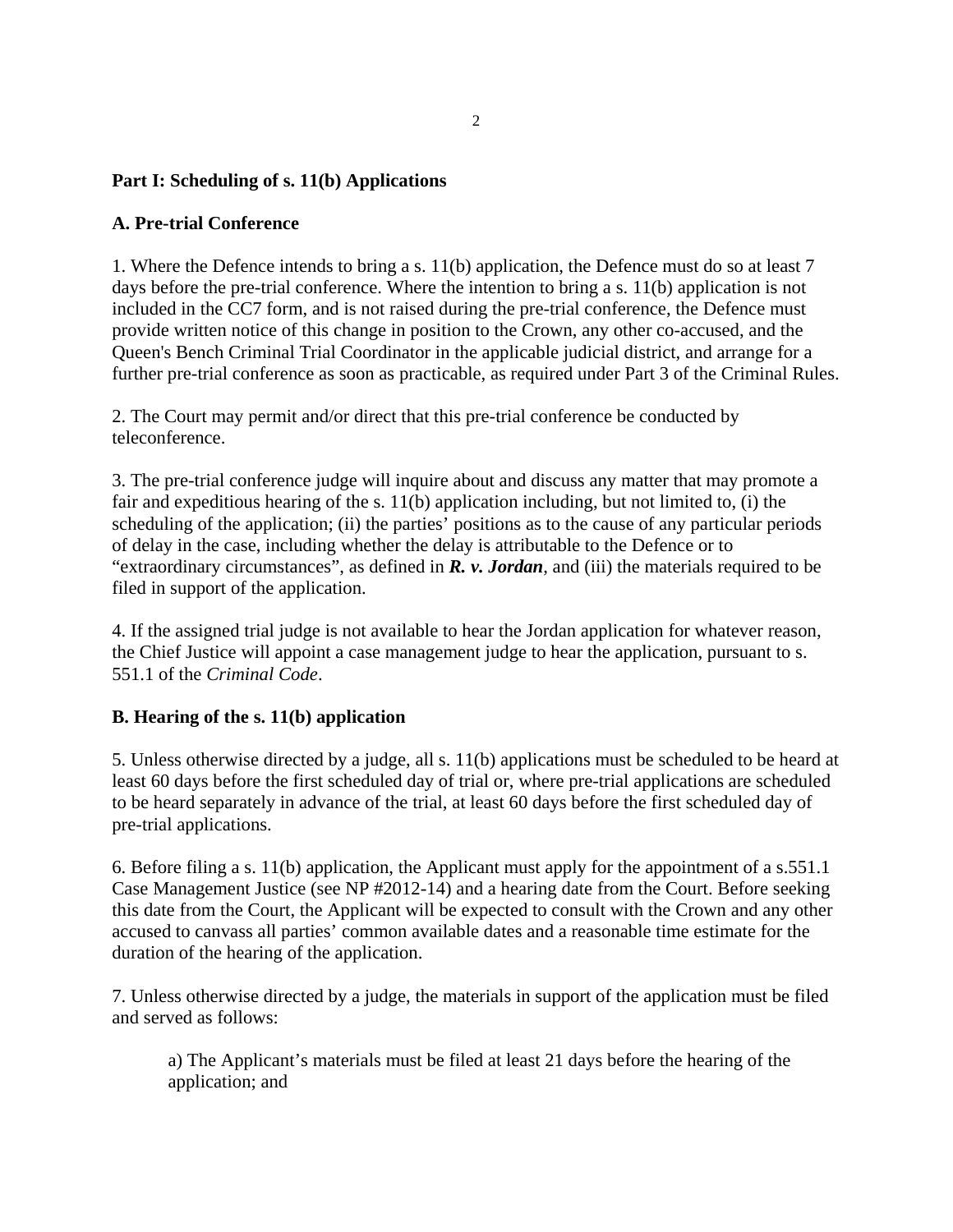**Part I: Scheduling of s. 11(b) Applications**

**A. Pre-trial Conference**

1. Where the Defence intends to bring a s. 11(b) application, the Defence must do so at least 7 days before the pre-trial conference. Where the intention to bring a s. 11(b) application is not included in the CC7 form, and is not raised during the pre-trial conference, the Defence must provide written notice of this change in position to the Crown, any other co-accused, and the Queen's Bench Criminal Trial Coordinator in the applicable judicial district, and arrange for a further pre-trial conference as soon as practicable, as required under Part 3 of the Criminal Rules.

2. The Court may permit and/or direct that this pre-trial conference be conducted by teleconference.

3. The pre-trial conference judge will inquire about and discuss any matter that may promote a fair and expeditious hearing of the s. 11(b) application including, but not limited to, (i) the scheduling of the application; (ii) the parties' positions as to the cause of any particular periods of delay in the case, including whether the delay is attributable to the Defence or to "extraordinary circumstances", as defined in ***R. v. Jordan***, and (iii) the materials required to be filed in support of the application.

4. If the assigned trial judge is not available to hear the Jordan application for whatever reason, the Chief Justice will appoint a case management judge to hear the application, pursuant to s. 551.1 of the *Criminal Code*.

**B. Hearing of the s. 11(b) application**

5. Unless otherwise directed by a judge, all s. 11(b) applications must be scheduled to be heard at least 60 days before the first scheduled day of trial or, where pre-trial applications are scheduled to be heard separately in advance of the trial, at least 60 days before the first scheduled day of pre-trial applications.

6. Before filing a s. 11(b) application, the Applicant must apply for the appointment of a s.551.1 Case Management Justice (see NP #2012-14) and a hearing date from the Court. Before seeking this date from the Court, the Applicant will be expected to consult with the Crown and any other accused to canvass all parties' common available dates and a reasonable time estimate for the duration of the hearing of the application.

7. Unless otherwise directed by a judge, the materials in support of the application must be filed and served as follows:

> a) The Applicant's materials must be filed at least 21 days before the hearing of the application; and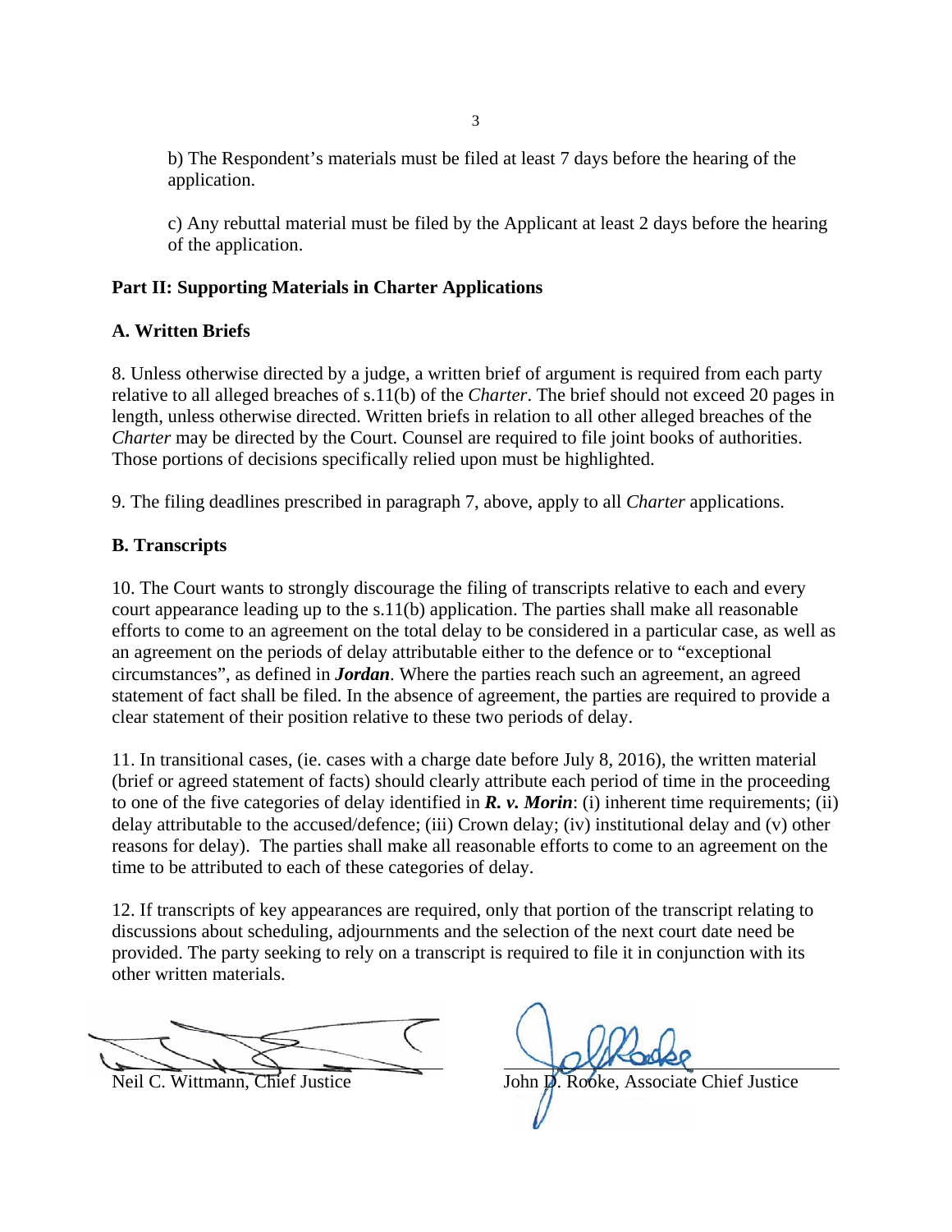b) The Respondent's materials must be filed at least 7 days before the hearing of the application.

c) Any rebuttal material must be filed by the Applicant at least 2 days before the hearing of the application.

**Part II: Supporting Materials in Charter Applications**

**A. Written Briefs**

8. Unless otherwise directed by a judge, a written brief of argument is required from each party relative to all alleged breaches of s.11(b) of the *Charter*. The brief should not exceed 20 pages in length, unless otherwise directed. Written briefs in relation to all other alleged breaches of the *Charter* may be directed by the Court. Counsel are required to file joint books of authorities. Those portions of decisions specifically relied upon must be highlighted.

9. The filing deadlines prescribed in paragraph 7, above, apply to all *Charter* applications.

**B. Transcripts**

10. The Court wants to strongly discourage the filing of transcripts relative to each and every court appearance leading up to the s.11(b) application. The parties shall make all reasonable efforts to come to an agreement on the total delay to be considered in a particular case, as well as an agreement on the periods of delay attributable either to the defence or to "exceptional circumstances", as defined in ***Jordan***. Where the parties reach such an agreement, an agreed statement of fact shall be filed. In the absence of agreement, the parties are required to provide a clear statement of their position relative to these two periods of delay.

11. In transitional cases, (ie. cases with a charge date before July 8, 2016), the written material (brief or agreed statement of facts) should clearly attribute each period of time in the proceeding to one of the five categories of delay identified in ***R. v. Morin***: (i) inherent time requirements; (ii) delay attributable to the accused/defence; (iii) Crown delay; (iv) institutional delay and (v) other reasons for delay). The parties shall make all reasonable efforts to come to an agreement on the time to be attributed to each of these categories of delay.

12. If transcripts of key appearances are required, only that portion of the transcript relating to discussions about scheduling, adjournments and the selection of the next court date need be provided. The party seeking to rely on a transcript is required to file it in conjunction with its other written materials.

Neil C. Wittmann, Chief Justice

John D. Rooke, Associate Chief Justice